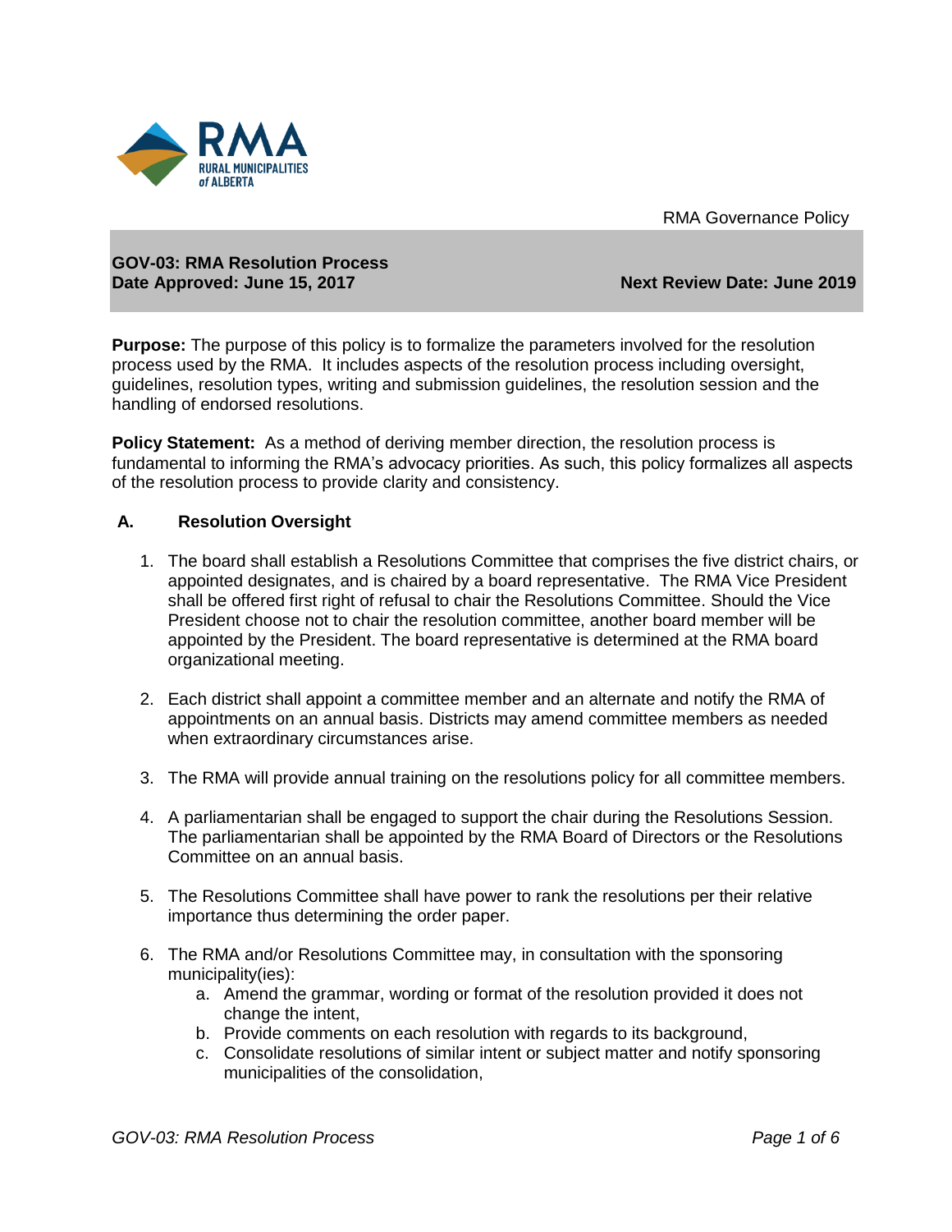RMA Governance Policy

**GOV-03: RMA Resolution Process**
**Date Approved: June 15, 2017** **Next Review Date: June 2019**

**Purpose:** The purpose of this policy is to formalize the parameters involved for the resolution process used by the RMA. It includes aspects of the resolution process including oversight, guidelines, resolution types, writing and submission guidelines, the resolution session and the handling of endorsed resolutions.

**Policy Statement:** As a method of deriving member direction, the resolution process is fundamental to informing the RMA's advocacy priorities. As such, this policy formalizes all aspects of the resolution process to provide clarity and consistency.

## A. Resolution Oversight

1. The board shall establish a Resolutions Committee that comprises the five district chairs, or appointed designates, and is chaired by a board representative. The RMA Vice President shall be offered first right of refusal to chair the Resolutions Committee. Should the Vice President choose not to chair the resolution committee, another board member will be appointed by the President. The board representative is determined at the RMA board organizational meeting.

2. Each district shall appoint a committee member and an alternate and notify the RMA of appointments on an annual basis. Districts may amend committee members as needed when extraordinary circumstances arise.

3. The RMA will provide annual training on the resolutions policy for all committee members.

4. A parliamentarian shall be engaged to support the chair during the Resolutions Session. The parliamentarian shall be appointed by the RMA Board of Directors or the Resolutions Committee on an annual basis.

5. The Resolutions Committee shall have power to rank the resolutions per their relative importance thus determining the order paper.

6. The RMA and/or Resolutions Committee may, in consultation with the sponsoring municipality(ies):
   a. Amend the grammar, wording or format of the resolution provided it does not change the intent,
   b. Provide comments on each resolution with regards to its background,
   c. Consolidate resolutions of similar intent or subject matter and notify sponsoring municipalities of the consolidation,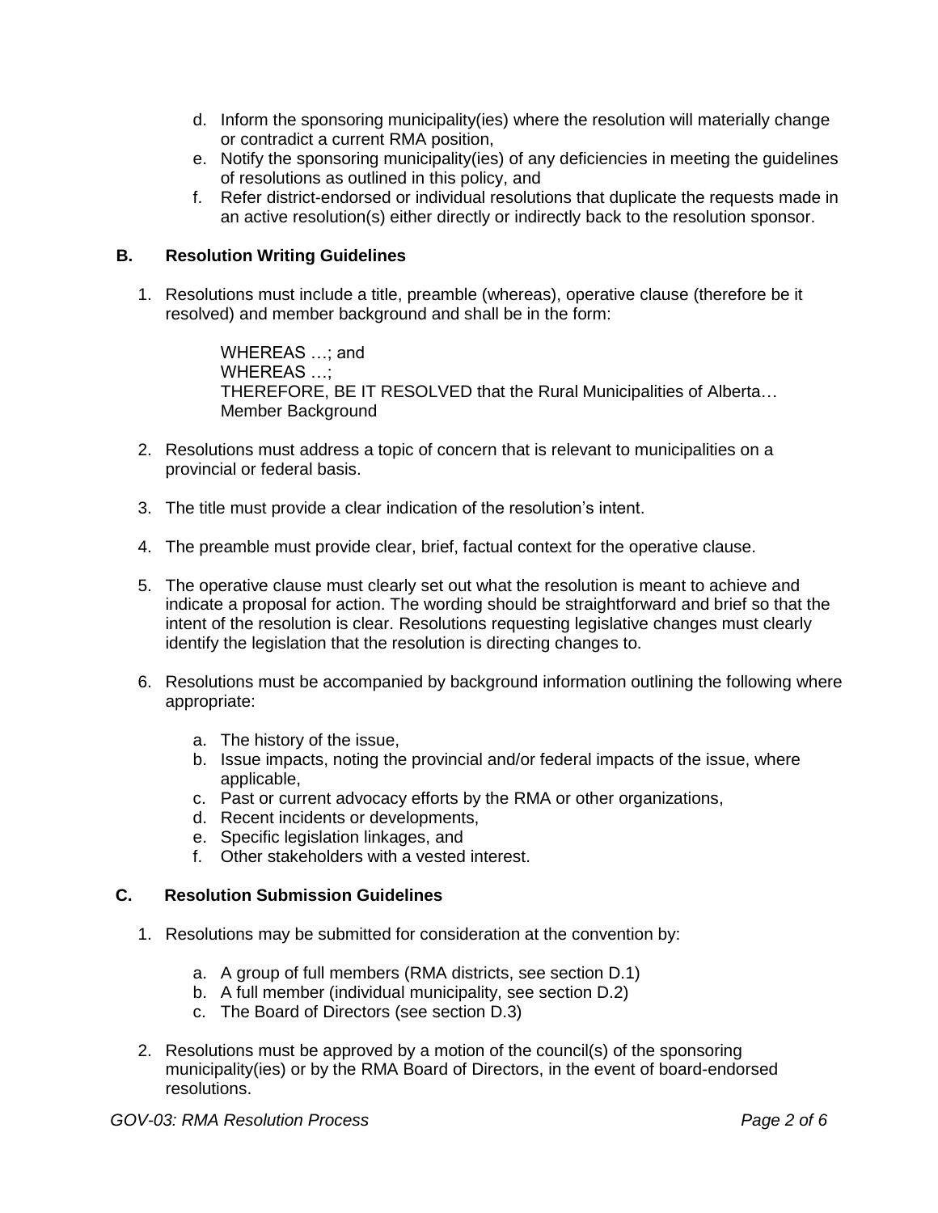d. Inform the sponsoring municipality(ies) where the resolution will materially change or contradict a current RMA position,
e. Notify the sponsoring municipality(ies) of any deficiencies in meeting the guidelines of resolutions as outlined in this policy, and
f. Refer district-endorsed or individual resolutions that duplicate the requests made in an active resolution(s) either directly or indirectly back to the resolution sponsor.

## B. Resolution Writing Guidelines

1. Resolutions must include a title, preamble (whereas), operative clause (therefore be it resolved) and member background and shall be in the form:

   WHEREAS …; and
   WHEREAS …;
   THEREFORE, BE IT RESOLVED that the Rural Municipalities of Alberta…
   Member Background

2. Resolutions must address a topic of concern that is relevant to municipalities on a provincial or federal basis.

3. The title must provide a clear indication of the resolution's intent.

4. The preamble must provide clear, brief, factual context for the operative clause.

5. The operative clause must clearly set out what the resolution is meant to achieve and indicate a proposal for action. The wording should be straightforward and brief so that the intent of the resolution is clear. Resolutions requesting legislative changes must clearly identify the legislation that the resolution is directing changes to.

6. Resolutions must be accompanied by background information outlining the following where appropriate:

   a. The history of the issue,
   b. Issue impacts, noting the provincial and/or federal impacts of the issue, where applicable,
   c. Past or current advocacy efforts by the RMA or other organizations,
   d. Recent incidents or developments,
   e. Specific legislation linkages, and
   f. Other stakeholders with a vested interest.

## C. Resolution Submission Guidelines

1. Resolutions may be submitted for consideration at the convention by:

   a. A group of full members (RMA districts, see section D.1)
   b. A full member (individual municipality, see section D.2)
   c. The Board of Directors (see section D.3)

2. Resolutions must be approved by a motion of the council(s) of the sponsoring municipality(ies) or by the RMA Board of Directors, in the event of board-endorsed resolutions.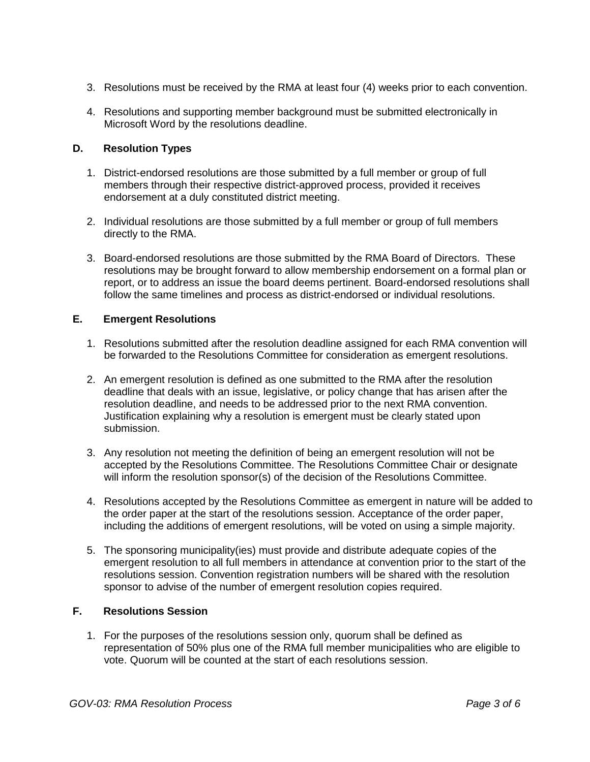3. Resolutions must be received by the RMA at least four (4) weeks prior to each convention.

4. Resolutions and supporting member background must be submitted electronically in Microsoft Word by the resolutions deadline.

### D. Resolution Types

1. District-endorsed resolutions are those submitted by a full member or group of full members through their respective district-approved process, provided it receives endorsement at a duly constituted district meeting.

2. Individual resolutions are those submitted by a full member or group of full members directly to the RMA.

3. Board-endorsed resolutions are those submitted by the RMA Board of Directors. These resolutions may be brought forward to allow membership endorsement on a formal plan or report, or to address an issue the board deems pertinent. Board-endorsed resolutions shall follow the same timelines and process as district-endorsed or individual resolutions.

### E. Emergent Resolutions

1. Resolutions submitted after the resolution deadline assigned for each RMA convention will be forwarded to the Resolutions Committee for consideration as emergent resolutions.

2. An emergent resolution is defined as one submitted to the RMA after the resolution deadline that deals with an issue, legislative, or policy change that has arisen after the resolution deadline, and needs to be addressed prior to the next RMA convention. Justification explaining why a resolution is emergent must be clearly stated upon submission.

3. Any resolution not meeting the definition of being an emergent resolution will not be accepted by the Resolutions Committee. The Resolutions Committee Chair or designate will inform the resolution sponsor(s) of the decision of the Resolutions Committee.

4. Resolutions accepted by the Resolutions Committee as emergent in nature will be added to the order paper at the start of the resolutions session. Acceptance of the order paper, including the additions of emergent resolutions, will be voted on using a simple majority.

5. The sponsoring municipality(ies) must provide and distribute adequate copies of the emergent resolution to all full members in attendance at convention prior to the start of the resolutions session. Convention registration numbers will be shared with the resolution sponsor to advise of the number of emergent resolution copies required.

### F. Resolutions Session

1. For the purposes of the resolutions session only, quorum shall be defined as representation of 50% plus one of the RMA full member municipalities who are eligible to vote. Quorum will be counted at the start of each resolutions session.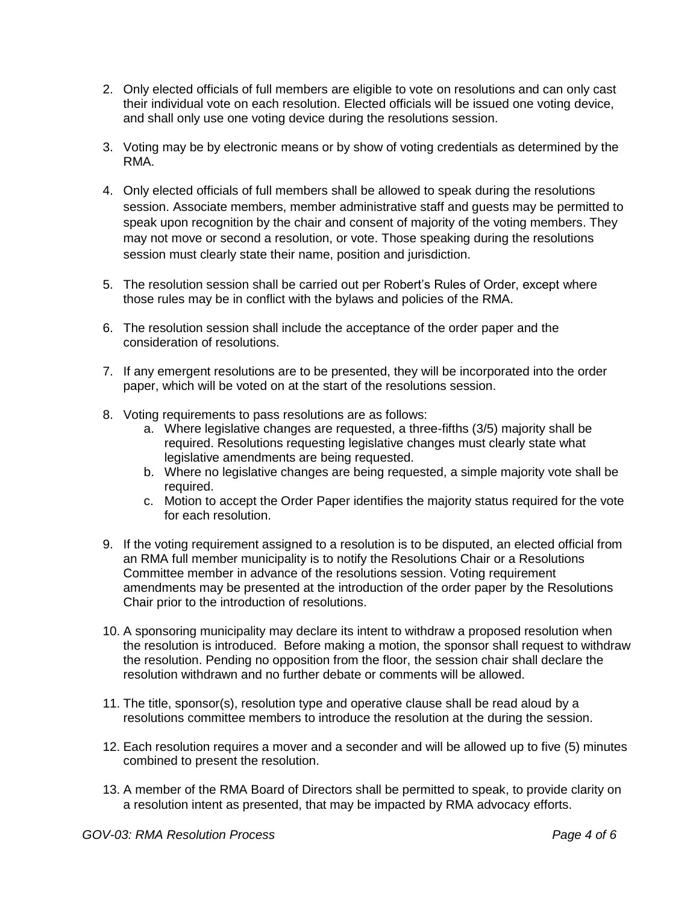2. Only elected officials of full members are eligible to vote on resolutions and can only cast their individual vote on each resolution. Elected officials will be issued one voting device, and shall only use one voting device during the resolutions session.

3. Voting may be by electronic means or by show of voting credentials as determined by the RMA.

4. Only elected officials of full members shall be allowed to speak during the resolutions session. Associate members, member administrative staff and guests may be permitted to speak upon recognition by the chair and consent of majority of the voting members. They may not move or second a resolution, or vote. Those speaking during the resolutions session must clearly state their name, position and jurisdiction.

5. The resolution session shall be carried out per Robert's Rules of Order, except where those rules may be in conflict with the bylaws and policies of the RMA.

6. The resolution session shall include the acceptance of the order paper and the consideration of resolutions.

7. If any emergent resolutions are to be presented, they will be incorporated into the order paper, which will be voted on at the start of the resolutions session.

8. Voting requirements to pass resolutions are as follows:
   a. Where legislative changes are requested, a three-fifths (3/5) majority shall be required. Resolutions requesting legislative changes must clearly state what legislative amendments are being requested.
   b. Where no legislative changes are being requested, a simple majority vote shall be required.
   c. Motion to accept the Order Paper identifies the majority status required for the vote for each resolution.

9. If the voting requirement assigned to a resolution is to be disputed, an elected official from an RMA full member municipality is to notify the Resolutions Chair or a Resolutions Committee member in advance of the resolutions session. Voting requirement amendments may be presented at the introduction of the order paper by the Resolutions Chair prior to the introduction of resolutions.

10. A sponsoring municipality may declare its intent to withdraw a proposed resolution when the resolution is introduced. Before making a motion, the sponsor shall request to withdraw the resolution. Pending no opposition from the floor, the session chair shall declare the resolution withdrawn and no further debate or comments will be allowed.

11. The title, sponsor(s), resolution type and operative clause shall be read aloud by a resolutions committee members to introduce the resolution at the during the session.

12. Each resolution requires a mover and a seconder and will be allowed up to five (5) minutes combined to present the resolution.

13. A member of the RMA Board of Directors shall be permitted to speak, to provide clarity on a resolution intent as presented, that may be impacted by RMA advocacy efforts.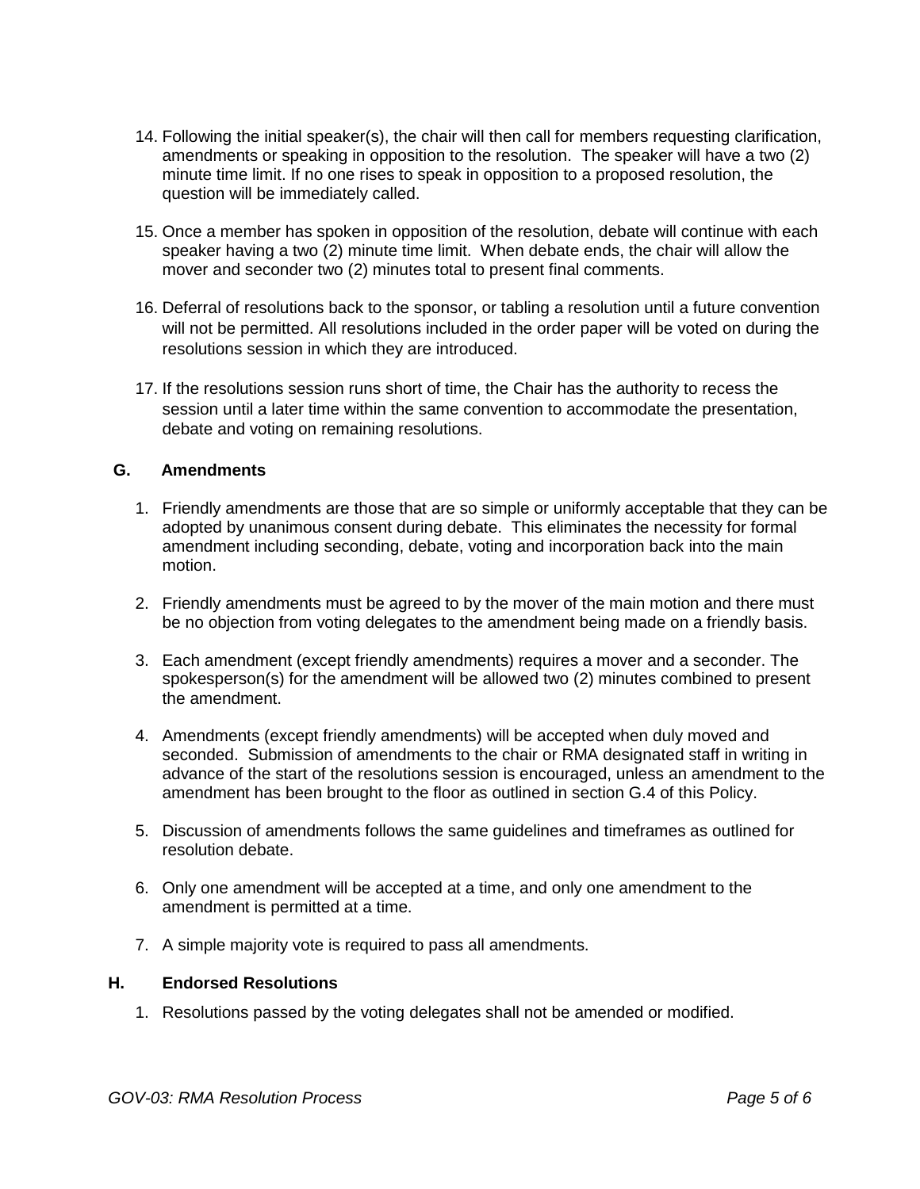14. Following the initial speaker(s), the chair will then call for members requesting clarification, amendments or speaking in opposition to the resolution. The speaker will have a two (2) minute time limit. If no one rises to speak in opposition to a proposed resolution, the question will be immediately called.

15. Once a member has spoken in opposition of the resolution, debate will continue with each speaker having a two (2) minute time limit. When debate ends, the chair will allow the mover and seconder two (2) minutes total to present final comments.

16. Deferral of resolutions back to the sponsor, or tabling a resolution until a future convention will not be permitted. All resolutions included in the order paper will be voted on during the resolutions session in which they are introduced.

17. If the resolutions session runs short of time, the Chair has the authority to recess the session until a later time within the same convention to accommodate the presentation, debate and voting on remaining resolutions.

### G. Amendments

1. Friendly amendments are those that are so simple or uniformly acceptable that they can be adopted by unanimous consent during debate. This eliminates the necessity for formal amendment including seconding, debate, voting and incorporation back into the main motion.

2. Friendly amendments must be agreed to by the mover of the main motion and there must be no objection from voting delegates to the amendment being made on a friendly basis.

3. Each amendment (except friendly amendments) requires a mover and a seconder. The spokesperson(s) for the amendment will be allowed two (2) minutes combined to present the amendment.

4. Amendments (except friendly amendments) will be accepted when duly moved and seconded. Submission of amendments to the chair or RMA designated staff in writing in advance of the start of the resolutions session is encouraged, unless an amendment to the amendment has been brought to the floor as outlined in section G.4 of this Policy.

5. Discussion of amendments follows the same guidelines and timeframes as outlined for resolution debate.

6. Only one amendment will be accepted at a time, and only one amendment to the amendment is permitted at a time.

7. A simple majority vote is required to pass all amendments.

### H. Endorsed Resolutions

1. Resolutions passed by the voting delegates shall not be amended or modified.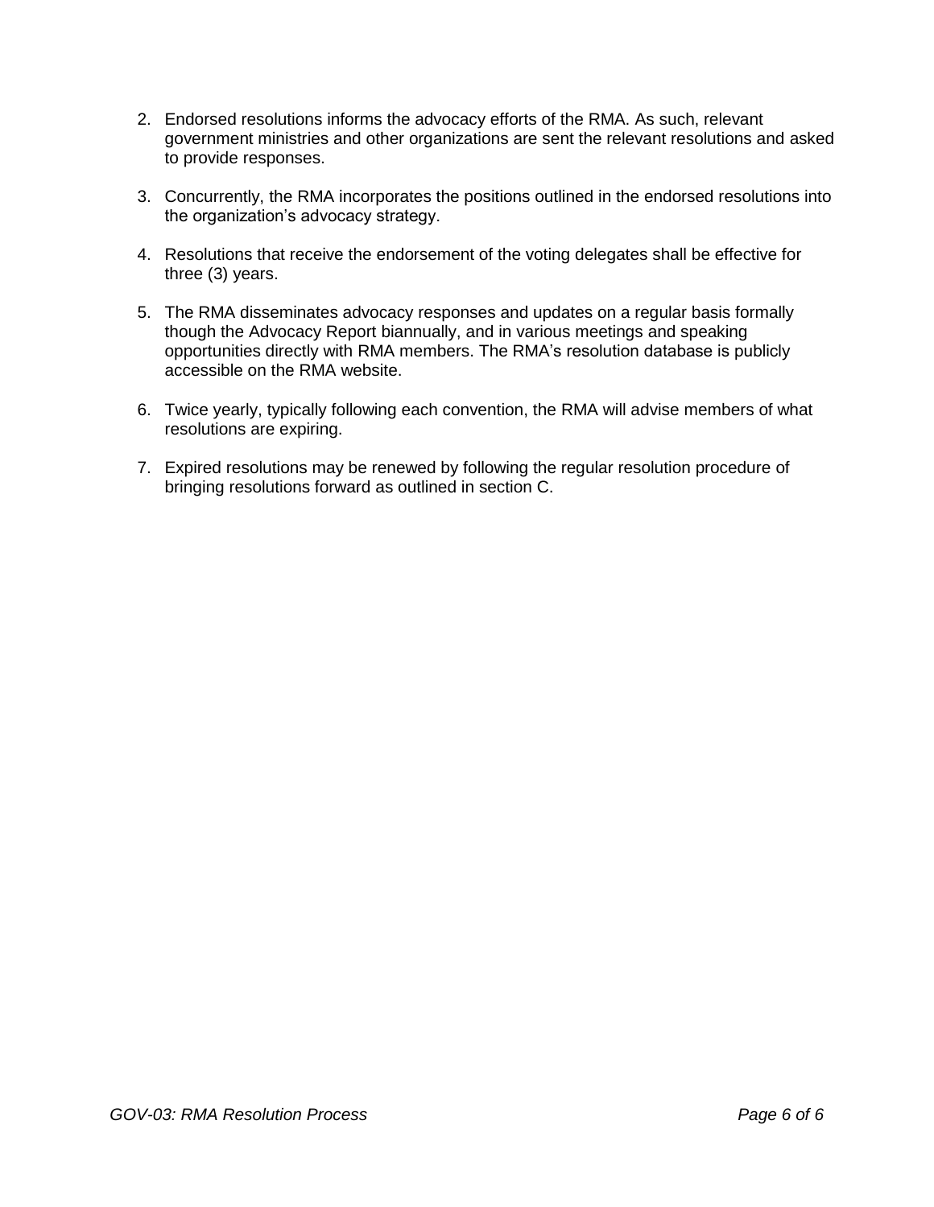2. Endorsed resolutions informs the advocacy efforts of the RMA. As such, relevant government ministries and other organizations are sent the relevant resolutions and asked to provide responses.

3. Concurrently, the RMA incorporates the positions outlined in the endorsed resolutions into the organization's advocacy strategy.

4. Resolutions that receive the endorsement of the voting delegates shall be effective for three (3) years.

5. The RMA disseminates advocacy responses and updates on a regular basis formally though the Advocacy Report biannually, and in various meetings and speaking opportunities directly with RMA members. The RMA's resolution database is publicly accessible on the RMA website.

6. Twice yearly, typically following each convention, the RMA will advise members of what resolutions are expiring.

7. Expired resolutions may be renewed by following the regular resolution procedure of bringing resolutions forward as outlined in section C.